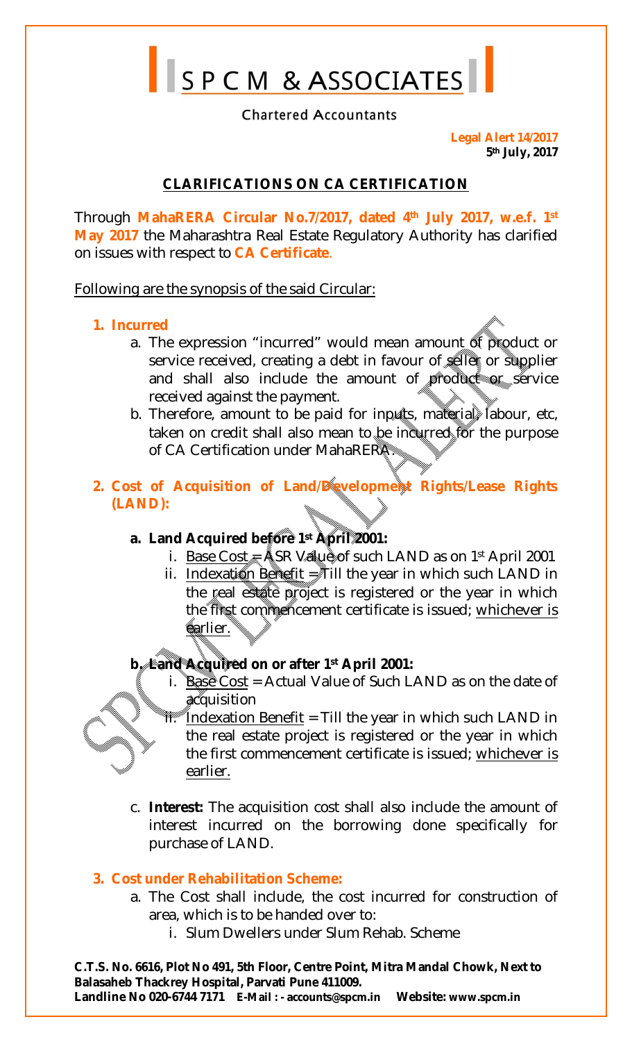# S P C M & ASSOCIATES

Chartered Accountants

**Legal Alert 14/2017**
**5th July, 2017**

## CLARIFICATIONS ON CA CERTIFICATION

Through **MahaRERA Circular No.7/2017, dated 4th July 2017, w.e.f. 1st May 2017** the Maharashtra Real Estate Regulatory Authority has clarified on issues with respect to **CA Certificate**.

Following are the synopsis of the said Circular:

1. **Incurred**
   a. The expression "incurred" would mean amount of product or service received, creating a debt in favour of seller or supplier and shall also include the amount of product or service received against the payment.
   b. Therefore, amount to be paid for inputs, material, labour, etc, taken on credit shall also mean to be incurred for the purpose of CA Certification under MahaRERA.

2. **Cost of Acquisition of Land/Development Rights/Lease Rights (LAND):**

   a. **Land Acquired before 1st April 2001:**
      i. Base Cost = ASR Value of such LAND as on 1st April 2001
      ii. Indexation Benefit = Till the year in which such LAND in the real estate project is registered or the year in which the first commencement certificate is issued; whichever is earlier.

   b. **Land Acquired on or after 1st April 2001:**
      i. Base Cost = Actual Value of Such LAND as on the date of acquisition
      ii. Indexation Benefit = Till the year in which such LAND in the real estate project is registered or the year in which the first commencement certificate is issued; whichever is earlier.

   c. **Interest:** The acquisition cost shall also include the amount of interest incurred on the borrowing done specifically for purchase of LAND.

3. **Cost under Rehabilitation Scheme:**
   a. The Cost shall include, the cost incurred for construction of area, which is to be handed over to:
      i. Slum Dwellers under Slum Rehab. Scheme

C.T.S. No. 6616, Plot No 491, 5th Floor, Centre Point, Mitra Mandal Chowk, Next to Balasaheb Thackrey Hospital, Parvati Pune 411009.
Landline No 020-6744 7171 E-Mail : - accounts@spcm.in Website: www.spcm.in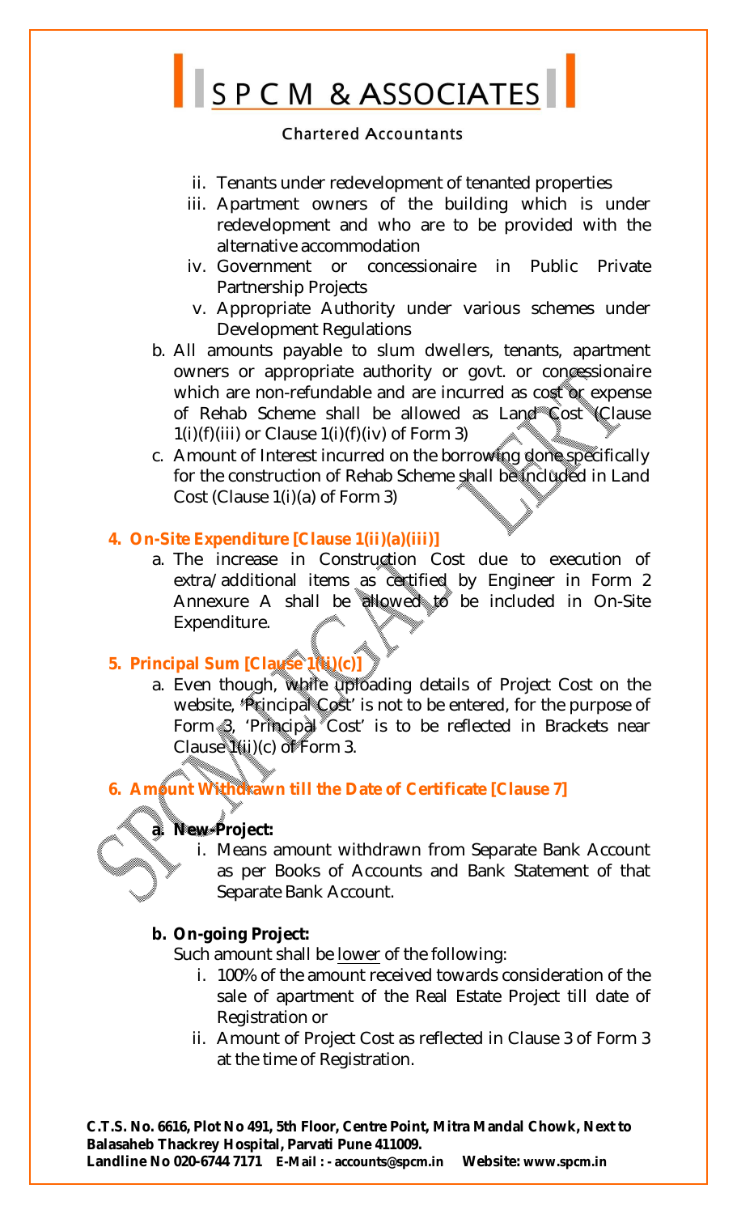ii. Tenants under redevelopment of tenanted properties
   iii. Apartment owners of the building which is under redevelopment and who are to be provided with the alternative accommodation
   iv. Government or concessionaire in Public Private Partnership Projects
   v. Appropriate Authority under various schemes under Development Regulations

b. All amounts payable to slum dwellers, tenants, apartment owners or appropriate authority or govt. or concessionaire which are non-refundable and are incurred as cost or expense of Rehab Scheme shall be allowed as Land Cost (Clause 1(i)(f)(iii) or Clause 1(i)(f)(iv) of Form 3)

c. Amount of Interest incurred on the borrowing done specifically for the construction of Rehab Scheme shall be included in Land Cost (Clause 1(i)(a) of Form 3)

**4. On-Site Expenditure [Clause 1(ii)(a)(iii)]**

a. The increase in Construction Cost due to execution of extra/additional items as certified by Engineer in Form 2 Annexure A shall be allowed to be included in On-Site Expenditure.

**5. Principal Sum [Clause 1(ii)(c)]**

a. Even though, while uploading details of Project Cost on the website, 'Principal Cost' is not to be entered, for the purpose of Form 3, 'Principal Cost' is to be reflected in Brackets near Clause 1(ii)(c) of Form 3.

**6. Amount Withdrawn till the Date of Certificate [Clause 7]**

**a. New-Project:**

i. Means amount withdrawn from Separate Bank Account as per Books of Accounts and Bank Statement of that Separate Bank Account.

**b. On-going Project:**

Such amount shall be lower of the following:

i. 100% of the amount received towards consideration of the sale of apartment of the Real Estate Project till date of Registration or
ii. Amount of Project Cost as reflected in Clause 3 of Form 3 at the time of Registration.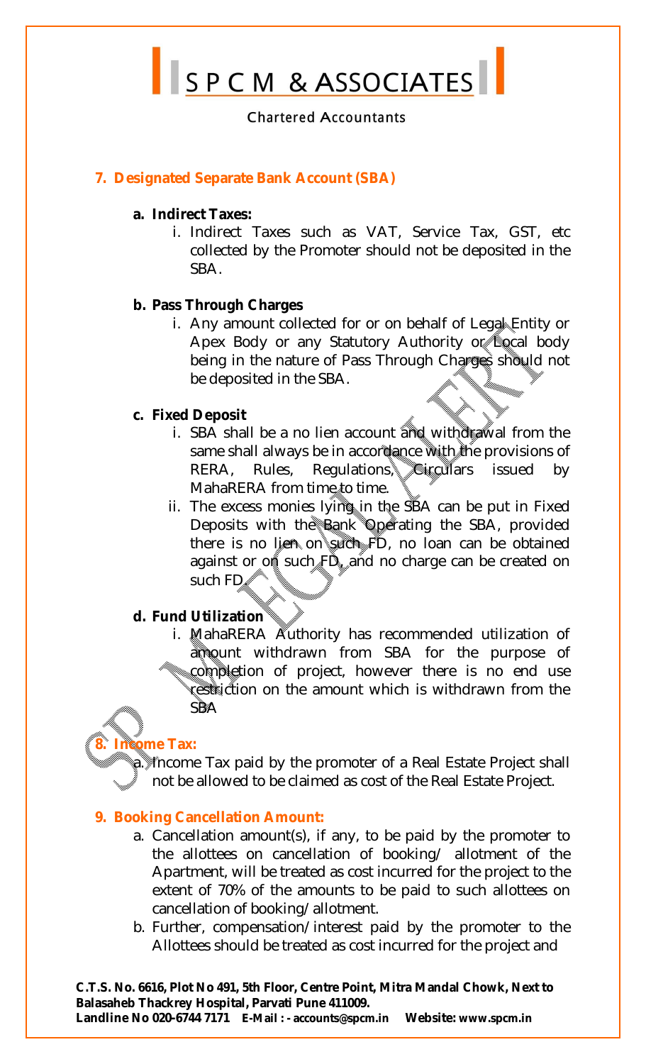## 7. Designated Separate Bank Account (SBA)

**a. Indirect Taxes:**

i. Indirect Taxes such as VAT, Service Tax, GST, etc collected by the Promoter should not be deposited in the SBA.

**b. Pass Through Charges**

i. Any amount collected for or on behalf of Legal Entity or Apex Body or any Statutory Authority or Local body being in the nature of Pass Through Charges should not be deposited in the SBA.

**c. Fixed Deposit**

i. SBA shall be a no lien account and withdrawal from the same shall always be in accordance with the provisions of RERA, Rules, Regulations, Circulars issued by MahaRERA from time to time.

ii. The excess monies lying in the SBA can be put in Fixed Deposits with the Bank Operating the SBA, provided there is no lien on such FD, no loan can be obtained against or on such FD, and no charge can be created on such FD.

**d. Fund Utilization**

i. MahaRERA Authority has recommended utilization of amount withdrawn from SBA for the purpose of completion of project, however there is no end use restriction on the amount which is withdrawn from the SBA

## 8. Income Tax:

a. Income Tax paid by the promoter of a Real Estate Project shall not be allowed to be claimed as cost of the Real Estate Project.

## 9. Booking Cancellation Amount:

a. Cancellation amount(s), if any, to be paid by the promoter to the allottees on cancellation of booking/ allotment of the Apartment, will be treated as cost incurred for the project to the extent of 70% of the amounts to be paid to such allottees on cancellation of booking/allotment.

b. Further, compensation/interest paid by the promoter to the Allottees should be treated as cost incurred for the project and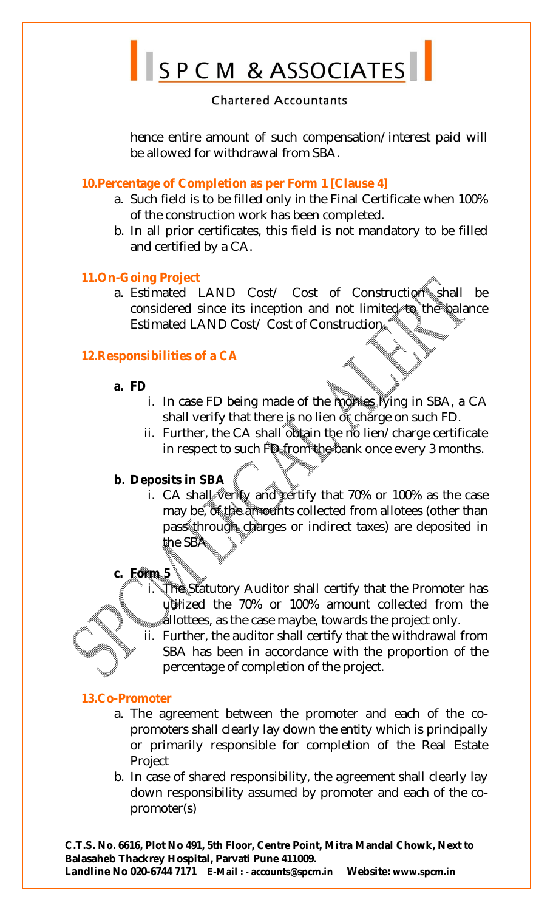hence entire amount of such compensation/interest paid will be allowed for withdrawal from SBA.

**10. Percentage of Completion as per Form 1 [Clause 4]**

a. Such field is to be filled only in the Final Certificate when 100% of the construction work has been completed.
b. In all prior certificates, this field is not mandatory to be filled and certified by a CA.

**11. On-Going Project**

a. Estimated LAND Cost/ Cost of Construction shall be considered since its inception and not limited to the balance Estimated LAND Cost/ Cost of Construction.

**12. Responsibilities of a CA**

**a. FD**

i. In case FD being made of the monies lying in SBA, a CA shall verify that there is no lien or charge on such FD.
ii. Further, the CA shall obtain the no lien/charge certificate in respect to such FD from the bank once every 3 months.

**b. Deposits in SBA**

i. CA shall verify and certify that 70% or 100% as the case may be, of the amounts collected from allotees (other than pass through charges or indirect taxes) are deposited in the SBA

**c. Form 5**

i. The Statutory Auditor shall certify that the Promoter has utilized the 70% or 100% amount collected from the allottees, as the case maybe, towards the project only.
ii. Further, the auditor shall certify that the withdrawal from SBA has been in accordance with the proportion of the percentage of completion of the project.

**13. Co-Promoter**

a. The agreement between the promoter and each of the co-promoters shall clearly lay down the entity which is principally or primarily responsible for completion of the Real Estate Project
b. In case of shared responsibility, the agreement shall clearly lay down responsibility assumed by promoter and each of the co-promoter(s)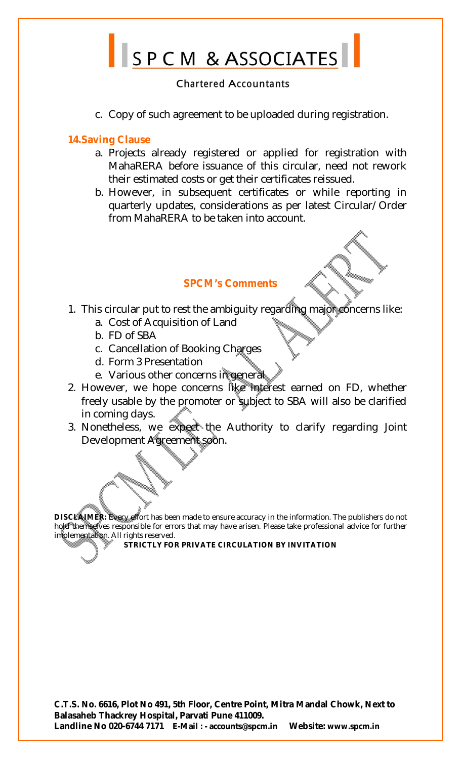c. Copy of such agreement to be uploaded during registration.

**14.Saving Clause**

a. Projects already registered or applied for registration with MahaRERA before issuance of this circular, need not rework their estimated costs or get their certificates reissued.

b. However, in subsequent certificates or while reporting in quarterly updates, considerations as per latest Circular/Order from MahaRERA to be taken into account.

**SPCM's Comments**

1. This circular put to rest the ambiguity regarding major concerns like:
   a. Cost of Acquisition of Land
   b. FD of SBA
   c. Cancellation of Booking Charges
   d. Form 3 Presentation
   e. Various other concerns in general
2. However, we hope concerns like interest earned on FD, whether freely usable by the promoter or subject to SBA will also be clarified in coming days.
3. Nonetheless, we expect the Authority to clarify regarding Joint Development Agreement soon.

**DISCLAIMER:** Every effort has been made to ensure accuracy in the information. The publishers do not hold themselves responsible for errors that may have arisen. Please take professional advice for further implementation. All rights reserved.

**STRICTLY FOR PRIVATE CIRCULATION BY INVITATION**